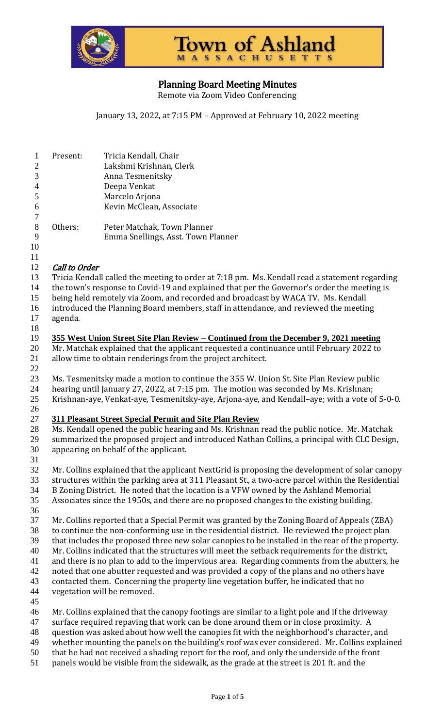# Town of Ashland
MASSACHUSETTS

## Planning Board Meeting Minutes

Remote via Zoom Video Conferencing

January 13, 2022, at 7:15 PM – Approved at February 10, 2022 meeting

Present: Tricia Kendall, Chair
Lakshmi Krishnan, Clerk
Anna Tesmenitsky
Deepa Venkat
Marcelo Arjona
Kevin McClean, Associate

Others: Peter Matchak, Town Planner
Emma Snellings, Asst. Town Planner

### *Call to Order*

Tricia Kendall called the meeting to order at 7:18 pm. Ms. Kendall read a statement regarding the town's response to Covid-19 and explained that per the Governor's order the meeting is being held remotely via Zoom, and recorded and broadcast by WACA TV. Ms. Kendall introduced the Planning Board members, staff in attendance, and reviewed the meeting agenda.

### 355 West Union Street Site Plan Review – Continued from the December 9, 2021 meeting

Mr. Matchak explained that the applicant requested a continuance until February 2022 to allow time to obtain renderings from the project architect.

Ms. Tesmenitsky made a motion to continue the 355 W. Union St. Site Plan Review public hearing until January 27, 2022, at 7:15 pm. The motion was seconded by Ms. Krishnan; Krishnan-aye, Venkat-aye, Tesmenitsky-aye, Arjona-aye, and Kendall–aye; with a vote of 5-0-0.

### 311 Pleasant Street Special Permit and Site Plan Review

Ms. Kendall opened the public hearing and Ms. Krishnan read the public notice. Mr. Matchak summarized the proposed project and introduced Nathan Collins, a principal with CLC Design, appearing on behalf of the applicant.

Mr. Collins explained that the applicant NextGrid is proposing the development of solar canopy structures within the parking area at 311 Pleasant St., a two-acre parcel within the Residential B Zoning District. He noted that the location is a VFW owned by the Ashland Memorial Associates since the 1950s, and there are no proposed changes to the existing building.

Mr. Collins reported that a Special Permit was granted by the Zoning Board of Appeals (ZBA) to continue the non-conforming use in the residential district. He reviewed the project plan that includes the proposed three new solar canopies to be installed in the rear of the property. Mr. Collins indicated that the structures will meet the setback requirements for the district, and there is no plan to add to the impervious area. Regarding comments from the abutters, he noted that one abutter requested and was provided a copy of the plans and no others have contacted them. Concerning the property line vegetation buffer, he indicated that no vegetation will be removed.

Mr. Collins explained that the canopy footings are similar to a light pole and if the driveway surface required repaving that work can be done around them or in close proximity. A question was asked about how well the canopies fit with the neighborhood's character, and whether mounting the panels on the building's roof was ever considered. Mr. Collins explained that he had not received a shading report for the roof, and only the underside of the front panels would be visible from the sidewalk, as the grade at the street is 201 ft. and the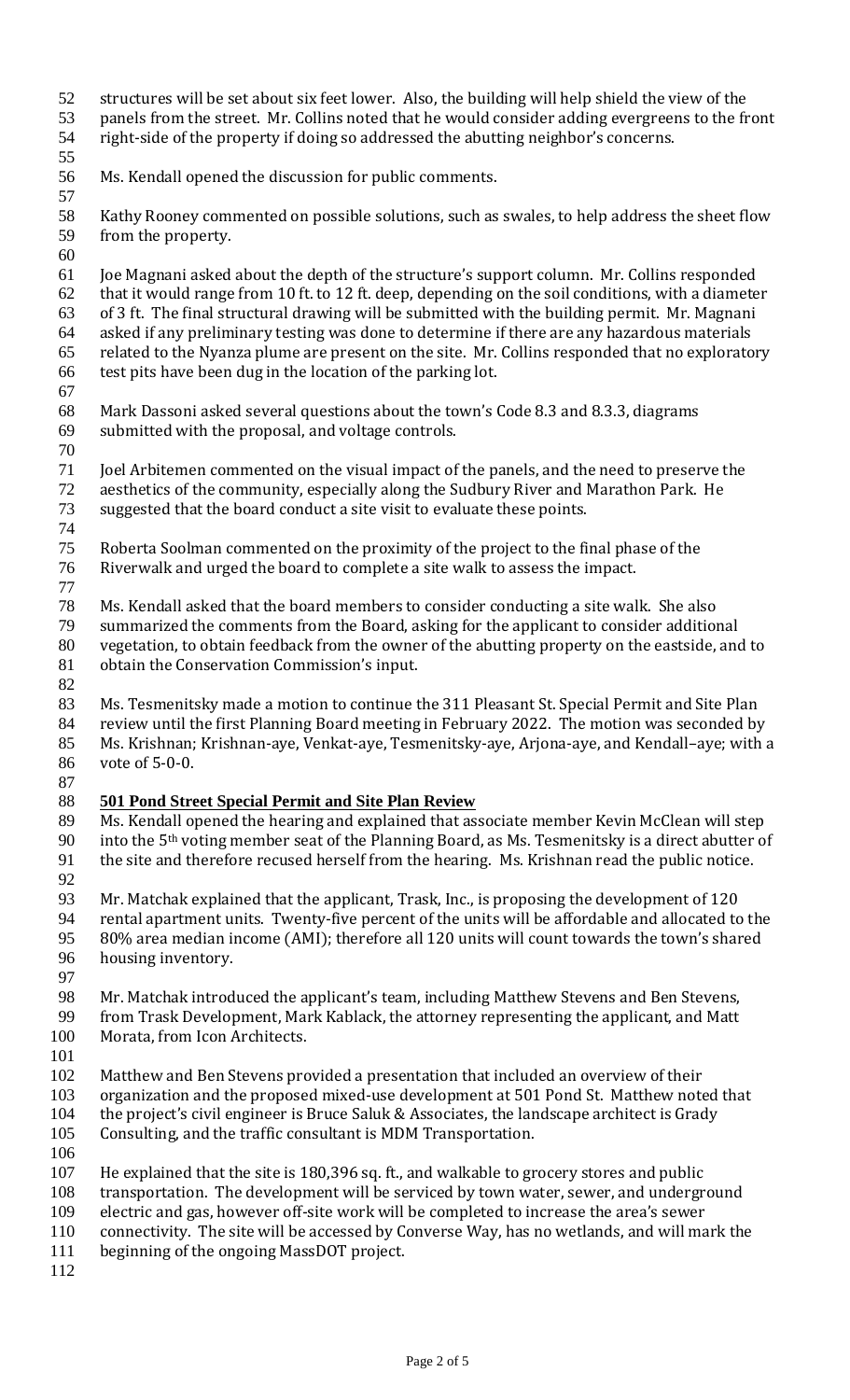structures will be set about six feet lower. Also, the building will help shield the view of the panels from the street. Mr. Collins noted that he would consider adding evergreens to the front right-side of the property if doing so addressed the abutting neighbor's concerns.

Ms. Kendall opened the discussion for public comments.

Kathy Rooney commented on possible solutions, such as swales, to help address the sheet flow from the property.

Joe Magnani asked about the depth of the structure's support column. Mr. Collins responded that it would range from 10 ft. to 12 ft. deep, depending on the soil conditions, with a diameter of 3 ft. The final structural drawing will be submitted with the building permit. Mr. Magnani asked if any preliminary testing was done to determine if there are any hazardous materials related to the Nyanza plume are present on the site. Mr. Collins responded that no exploratory test pits have been dug in the location of the parking lot.

Mark Dassoni asked several questions about the town's Code 8.3 and 8.3.3, diagrams submitted with the proposal, and voltage controls.

Joel Arbitemen commented on the visual impact of the panels, and the need to preserve the aesthetics of the community, especially along the Sudbury River and Marathon Park. He suggested that the board conduct a site visit to evaluate these points.

Roberta Soolman commented on the proximity of the project to the final phase of the Riverwalk and urged the board to complete a site walk to assess the impact.

Ms. Kendall asked that the board members to consider conducting a site walk. She also summarized the comments from the Board, asking for the applicant to consider additional vegetation, to obtain feedback from the owner of the abutting property on the eastside, and to obtain the Conservation Commission's input.

Ms. Tesmenitsky made a motion to continue the 311 Pleasant St. Special Permit and Site Plan review until the first Planning Board meeting in February 2022. The motion was seconded by Ms. Krishnan; Krishnan-aye, Venkat-aye, Tesmenitsky-aye, Arjona-aye, and Kendall–aye; with a vote of 5-0-0.

**501 Pond Street Special Permit and Site Plan Review**

Ms. Kendall opened the hearing and explained that associate member Kevin McClean will step into the 5th voting member seat of the Planning Board, as Ms. Tesmenitsky is a direct abutter of the site and therefore recused herself from the hearing. Ms. Krishnan read the public notice.

Mr. Matchak explained that the applicant, Trask, Inc., is proposing the development of 120 rental apartment units. Twenty-five percent of the units will be affordable and allocated to the 80% area median income (AMI); therefore all 120 units will count towards the town's shared housing inventory.

Mr. Matchak introduced the applicant's team, including Matthew Stevens and Ben Stevens, from Trask Development, Mark Kablack, the attorney representing the applicant, and Matt Morata, from Icon Architects.

Matthew and Ben Stevens provided a presentation that included an overview of their organization and the proposed mixed-use development at 501 Pond St. Matthew noted that the project's civil engineer is Bruce Saluk & Associates, the landscape architect is Grady Consulting, and the traffic consultant is MDM Transportation.

He explained that the site is 180,396 sq. ft., and walkable to grocery stores and public transportation. The development will be serviced by town water, sewer, and underground electric and gas, however off-site work will be completed to increase the area's sewer connectivity. The site will be accessed by Converse Way, has no wetlands, and will mark the beginning of the ongoing MassDOT project.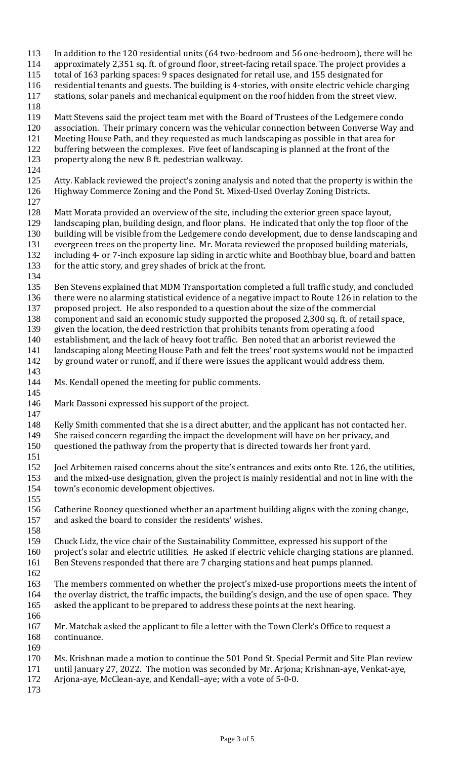113 In addition to the 120 residential units (64 two-bedroom and 56 one-bedroom), there will be
114 approximately 2,351 sq. ft. of ground floor, street-facing retail space. The project provides a
115 total of 163 parking spaces: 9 spaces designated for retail use, and 155 designated for
116 residential tenants and guests. The building is 4-stories, with onsite electric vehicle charging
117 stations, solar panels and mechanical equipment on the roof hidden from the street view.
118
119 Matt Stevens said the project team met with the Board of Trustees of the Ledgemere condo
120 association. Their primary concern was the vehicular connection between Converse Way and
121 Meeting House Path, and they requested as much landscaping as possible in that area for
122 buffering between the complexes. Five feet of landscaping is planned at the front of the
123 property along the new 8 ft. pedestrian walkway.
124
125 Atty. Kablack reviewed the project's zoning analysis and noted that the property is within the
126 Highway Commerce Zoning and the Pond St. Mixed-Used Overlay Zoning Districts.
127
128 Matt Morata provided an overview of the site, including the exterior green space layout,
129 landscaping plan, building design, and floor plans. He indicated that only the top floor of the
130 building will be visible from the Ledgemere condo development, due to dense landscaping and
131 evergreen trees on the property line. Mr. Morata reviewed the proposed building materials,
132 including 4- or 7-inch exposure lap siding in arctic white and Boothbay blue, board and batten
133 for the attic story, and grey shades of brick at the front.
134
135 Ben Stevens explained that MDM Transportation completed a full traffic study, and concluded
136 there were no alarming statistical evidence of a negative impact to Route 126 in relation to the
137 proposed project. He also responded to a question about the size of the commercial
138 component and said an economic study supported the proposed 2,300 sq. ft. of retail space,
139 given the location, the deed restriction that prohibits tenants from operating a food
140 establishment, and the lack of heavy foot traffic. Ben noted that an arborist reviewed the
141 landscaping along Meeting House Path and felt the trees' root systems would not be impacted
142 by ground water or runoff, and if there were issues the applicant would address them.
143
144 Ms. Kendall opened the meeting for public comments.
145
146 Mark Dassoni expressed his support of the project.
147
148 Kelly Smith commented that she is a direct abutter, and the applicant has not contacted her.
149 She raised concern regarding the impact the development will have on her privacy, and
150 questioned the pathway from the property that is directed towards her front yard.
151
152 Joel Arbitemen raised concerns about the site's entrances and exits onto Rte. 126, the utilities,
153 and the mixed-use designation, given the project is mainly residential and not in line with the
154 town's economic development objectives.
155
156 Catherine Rooney questioned whether an apartment building aligns with the zoning change,
157 and asked the board to consider the residents' wishes.
158
159 Chuck Lidz, the vice chair of the Sustainability Committee, expressed his support of the
160 project's solar and electric utilities. He asked if electric vehicle charging stations are planned.
161 Ben Stevens responded that there are 7 charging stations and heat pumps planned.
162
163 The members commented on whether the project's mixed-use proportions meets the intent of
164 the overlay district, the traffic impacts, the building's design, and the use of open space. They
165 asked the applicant to be prepared to address these points at the next hearing.
166
167 Mr. Matchak asked the applicant to file a letter with the Town Clerk's Office to request a
168 continuance.
169
170 Ms. Krishnan made a motion to continue the 501 Pond St. Special Permit and Site Plan review
171 until January 27, 2022. The motion was seconded by Mr. Arjona; Krishnan-aye, Venkat-aye,
172 Arjona-aye, McClean-aye, and Kendall–aye; with a vote of 5-0-0.
173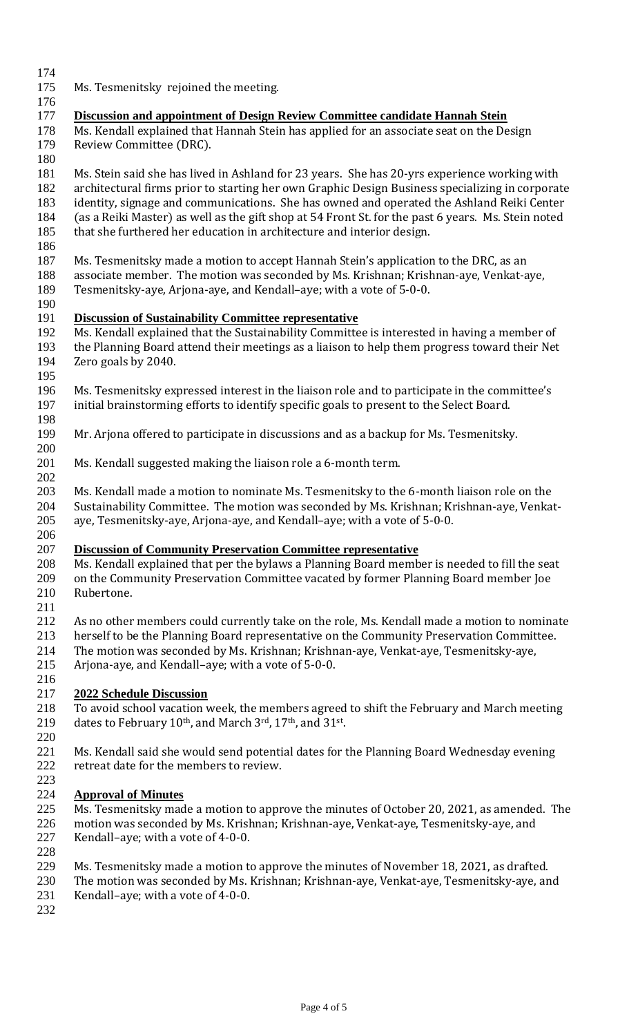Ms. Tesmenitsky rejoined the meeting.

**Discussion and appointment of Design Review Committee candidate Hannah Stein**

Ms. Kendall explained that Hannah Stein has applied for an associate seat on the Design Review Committee (DRC).

Ms. Stein said she has lived in Ashland for 23 years. She has 20-yrs experience working with architectural firms prior to starting her own Graphic Design Business specializing in corporate identity, signage and communications. She has owned and operated the Ashland Reiki Center (as a Reiki Master) as well as the gift shop at 54 Front St. for the past 6 years. Ms. Stein noted that she furthered her education in architecture and interior design.

Ms. Tesmenitsky made a motion to accept Hannah Stein's application to the DRC, as an associate member. The motion was seconded by Ms. Krishnan; Krishnan-aye, Venkat-aye, Tesmenitsky-aye, Arjona-aye, and Kendall–aye; with a vote of 5-0-0.

**Discussion of Sustainability Committee representative**

Ms. Kendall explained that the Sustainability Committee is interested in having a member of the Planning Board attend their meetings as a liaison to help them progress toward their Net Zero goals by 2040.

Ms. Tesmenitsky expressed interest in the liaison role and to participate in the committee's initial brainstorming efforts to identify specific goals to present to the Select Board.

Mr. Arjona offered to participate in discussions and as a backup for Ms. Tesmenitsky.

Ms. Kendall suggested making the liaison role a 6-month term.

Ms. Kendall made a motion to nominate Ms. Tesmenitsky to the 6-month liaison role on the Sustainability Committee. The motion was seconded by Ms. Krishnan; Krishnan-aye, Venkat-aye, Tesmenitsky-aye, Arjona-aye, and Kendall–aye; with a vote of 5-0-0.

**Discussion of Community Preservation Committee representative**

Ms. Kendall explained that per the bylaws a Planning Board member is needed to fill the seat on the Community Preservation Committee vacated by former Planning Board member Joe Rubertone.

As no other members could currently take on the role, Ms. Kendall made a motion to nominate herself to be the Planning Board representative on the Community Preservation Committee. The motion was seconded by Ms. Krishnan; Krishnan-aye, Venkat-aye, Tesmenitsky-aye, Arjona-aye, and Kendall–aye; with a vote of 5-0-0.

**2022 Schedule Discussion**

To avoid school vacation week, the members agreed to shift the February and March meeting dates to February 10th, and March 3rd, 17th, and 31st.

Ms. Kendall said she would send potential dates for the Planning Board Wednesday evening retreat date for the members to review.

**Approval of Minutes**

Ms. Tesmenitsky made a motion to approve the minutes of October 20, 2021, as amended. The motion was seconded by Ms. Krishnan; Krishnan-aye, Venkat-aye, Tesmenitsky-aye, and Kendall–aye; with a vote of 4-0-0.

Ms. Tesmenitsky made a motion to approve the minutes of November 18, 2021, as drafted. The motion was seconded by Ms. Krishnan; Krishnan-aye, Venkat-aye, Tesmenitsky-aye, and Kendall–aye; with a vote of 4-0-0.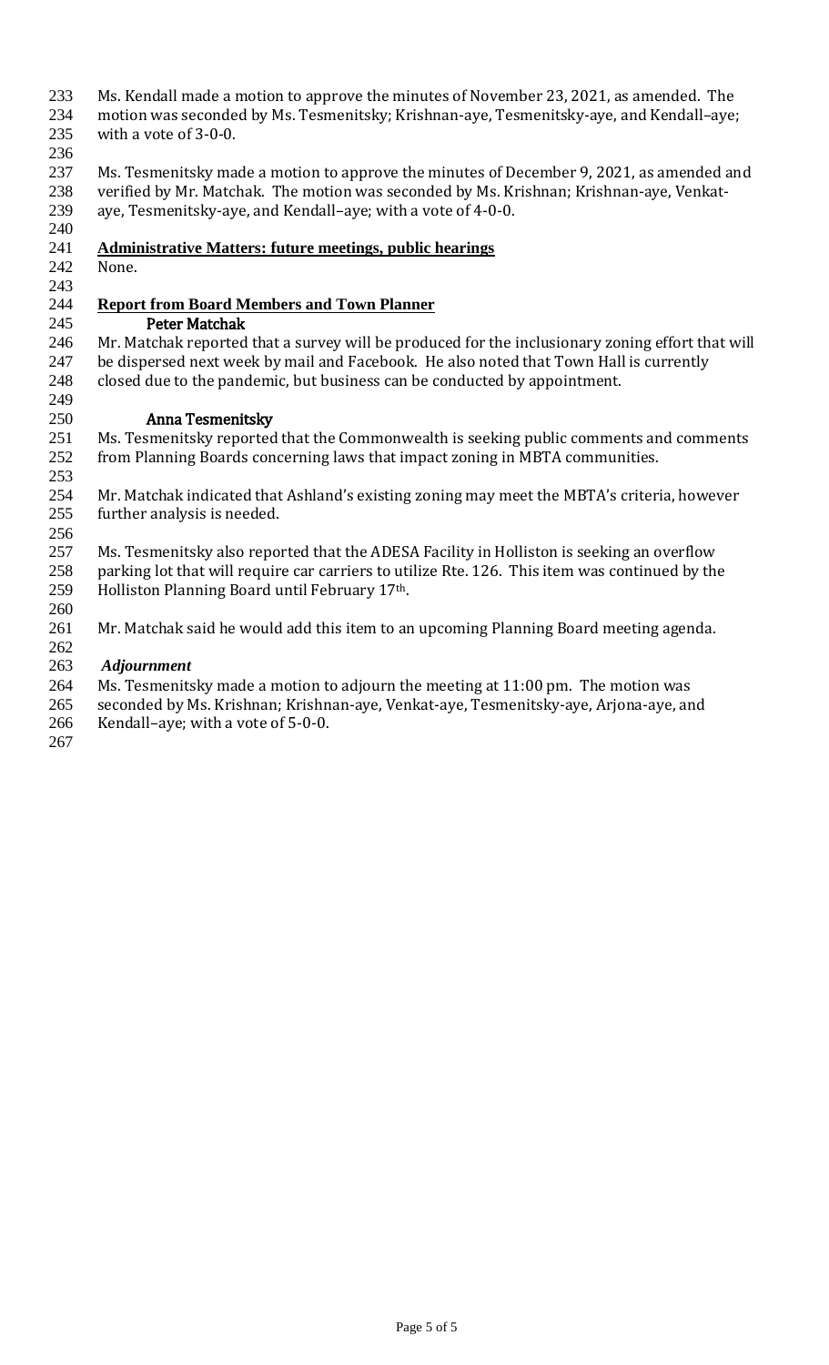Ms. Kendall made a motion to approve the minutes of November 23, 2021, as amended. The motion was seconded by Ms. Tesmenitsky; Krishnan-aye, Tesmenitsky-aye, and Kendall–aye; with a vote of 3-0-0.

Ms. Tesmenitsky made a motion to approve the minutes of December 9, 2021, as amended and verified by Mr. Matchak. The motion was seconded by Ms. Krishnan; Krishnan-aye, Venkat-aye, Tesmenitsky-aye, and Kendall–aye; with a vote of 4-0-0.

## Administrative Matters: future meetings, public hearings

None.

## Report from Board Members and Town Planner

### Peter Matchak

Mr. Matchak reported that a survey will be produced for the inclusionary zoning effort that will be dispersed next week by mail and Facebook. He also noted that Town Hall is currently closed due to the pandemic, but business can be conducted by appointment.

### Anna Tesmenitsky

Ms. Tesmenitsky reported that the Commonwealth is seeking public comments and comments from Planning Boards concerning laws that impact zoning in MBTA communities.

Mr. Matchak indicated that Ashland's existing zoning may meet the MBTA's criteria, however further analysis is needed.

Ms. Tesmenitsky also reported that the ADESA Facility in Holliston is seeking an overflow parking lot that will require car carriers to utilize Rte. 126. This item was continued by the Holliston Planning Board until February 17th.

Mr. Matchak said he would add this item to an upcoming Planning Board meeting agenda.

## *Adjournment*

Ms. Tesmenitsky made a motion to adjourn the meeting at 11:00 pm. The motion was seconded by Ms. Krishnan; Krishnan-aye, Venkat-aye, Tesmenitsky-aye, Arjona-aye, and Kendall–aye; with a vote of 5-0-0.